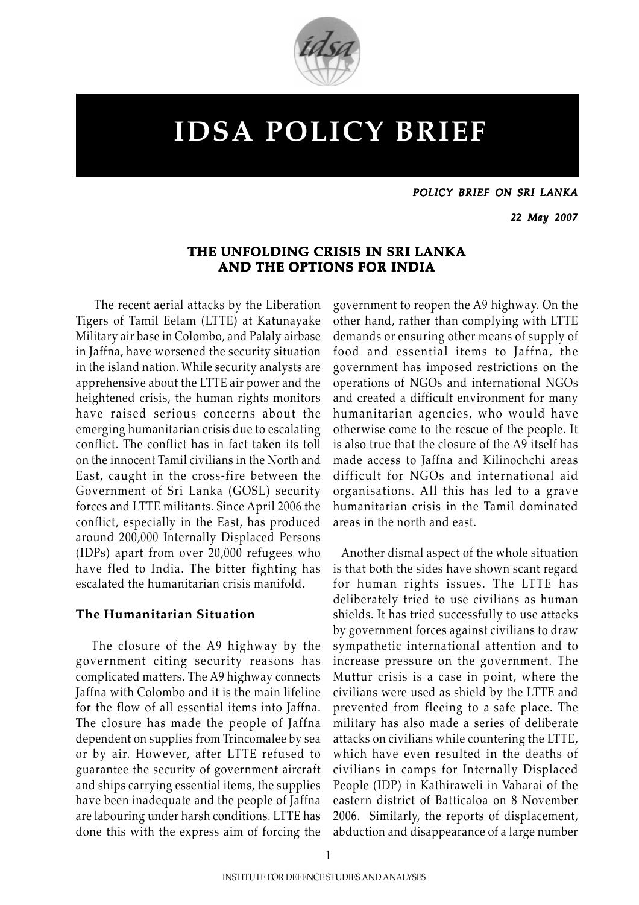# IDSA POLICY BRIEF

***POLICY BRIEF ON SRI LANKA***

***22 May 2007***

## THE UNFOLDING CRISIS IN SRI LANKA AND THE OPTIONS FOR INDIA

The recent aerial attacks by the Liberation Tigers of Tamil Eelam (LTTE) at Katunayake Military air base in Colombo, and Palaly airbase in Jaffna, have worsened the security situation in the island nation. While security analysts are apprehensive about the LTTE air power and the heightened crisis, the human rights monitors have raised serious concerns about the emerging humanitarian crisis due to escalating conflict. The conflict has in fact taken its toll on the innocent Tamil civilians in the North and East, caught in the cross-fire between the Government of Sri Lanka (GOSL) security forces and LTTE militants. Since April 2006 the conflict, especially in the East, has produced around 200,000 Internally Displaced Persons (IDPs) apart from over 20,000 refugees who have fled to India. The bitter fighting has escalated the humanitarian crisis manifold.

### The Humanitarian Situation

The closure of the A9 highway by the government citing security reasons has complicated matters. The A9 highway connects Jaffna with Colombo and it is the main lifeline for the flow of all essential items into Jaffna. The closure has made the people of Jaffna dependent on supplies from Trincomalee by sea or by air. However, after LTTE refused to guarantee the security of government aircraft and ships carrying essential items, the supplies have been inadequate and the people of Jaffna are labouring under harsh conditions. LTTE has done this with the express aim of forcing the government to reopen the A9 highway. On the other hand, rather than complying with LTTE demands or ensuring other means of supply of food and essential items to Jaffna, the government has imposed restrictions on the operations of NGOs and international NGOs and created a difficult environment for many humanitarian agencies, who would have otherwise come to the rescue of the people. It is also true that the closure of the A9 itself has made access to Jaffna and Kilinochchi areas difficult for NGOs and international aid organisations. All this has led to a grave humanitarian crisis in the Tamil dominated areas in the north and east.

Another dismal aspect of the whole situation is that both the sides have shown scant regard for human rights issues. The LTTE has deliberately tried to use civilians as human shields. It has tried successfully to use attacks by government forces against civilians to draw sympathetic international attention and to increase pressure on the government. The Muttur crisis is a case in point, where the civilians were used as shield by the LTTE and prevented from fleeing to a safe place. The military has also made a series of deliberate attacks on civilians while countering the LTTE, which have even resulted in the deaths of civilians in camps for Internally Displaced People (IDP) in Kathiraweli in Vaharai of the eastern district of Batticaloa on 8 November 2006. Similarly, the reports of displacement, abduction and disappearance of a large number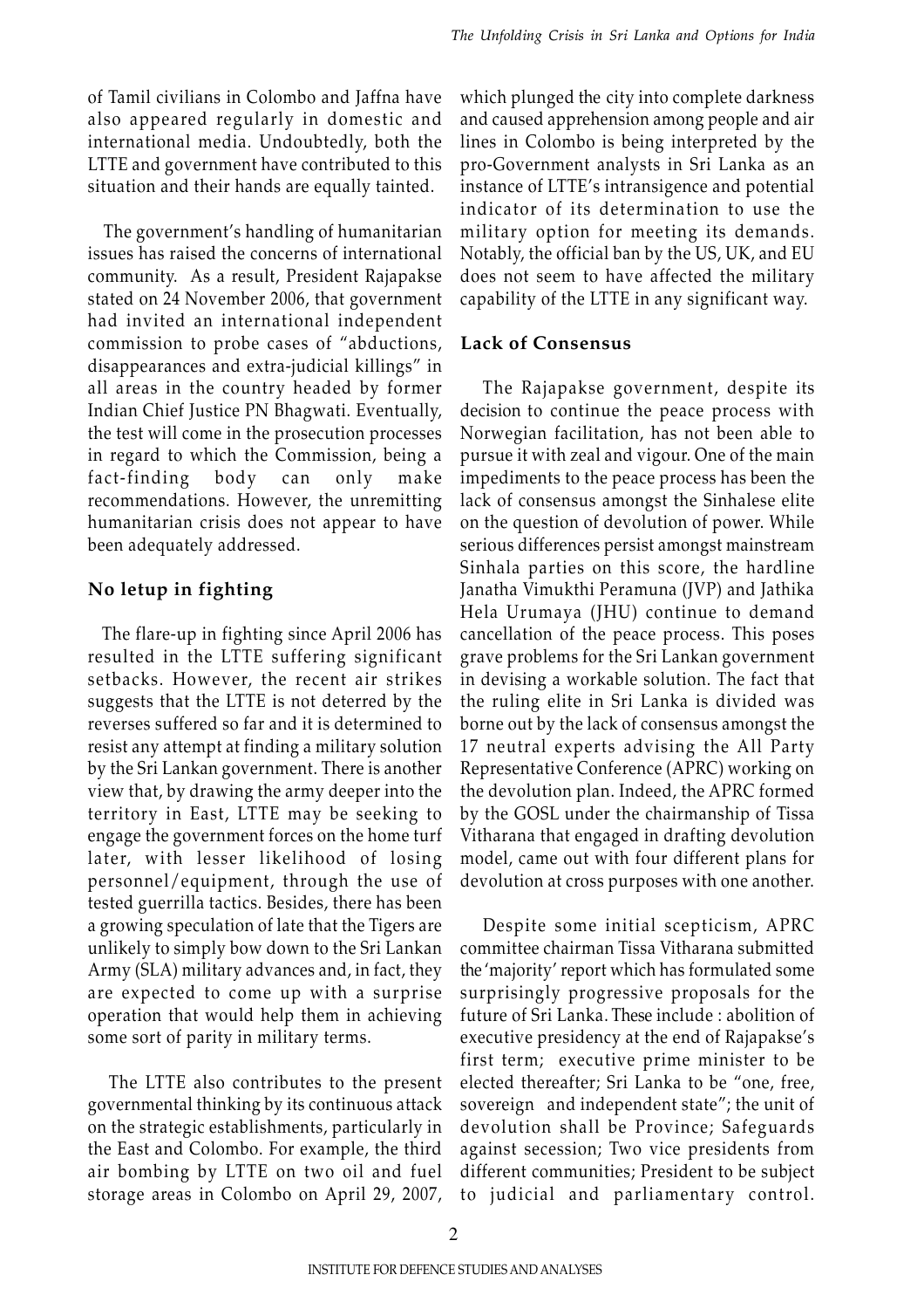of Tamil civilians in Colombo and Jaffna have also appeared regularly in domestic and international media. Undoubtedly, both the LTTE and government have contributed to this situation and their hands are equally tainted.

The government's handling of humanitarian issues has raised the concerns of international community. As a result, President Rajapakse stated on 24 November 2006, that government had invited an international independent commission to probe cases of "abductions, disappearances and extra-judicial killings" in all areas in the country headed by former Indian Chief Justice PN Bhagwati. Eventually, the test will come in the prosecution processes in regard to which the Commission, being a fact-finding body can only make recommendations. However, the unremitting humanitarian crisis does not appear to have been adequately addressed.

## No letup in fighting

The flare-up in fighting since April 2006 has resulted in the LTTE suffering significant setbacks. However, the recent air strikes suggests that the LTTE is not deterred by the reverses suffered so far and it is determined to resist any attempt at finding a military solution by the Sri Lankan government. There is another view that, by drawing the army deeper into the territory in East, LTTE may be seeking to engage the government forces on the home turf later, with lesser likelihood of losing personnel/equipment, through the use of tested guerrilla tactics. Besides, there has been a growing speculation of late that the Tigers are unlikely to simply bow down to the Sri Lankan Army (SLA) military advances and, in fact, they are expected to come up with a surprise operation that would help them in achieving some sort of parity in military terms.

The LTTE also contributes to the present governmental thinking by its continuous attack on the strategic establishments, particularly in the East and Colombo. For example, the third air bombing by LTTE on two oil and fuel storage areas in Colombo on April 29, 2007, which plunged the city into complete darkness and caused apprehension among people and air lines in Colombo is being interpreted by the pro-Government analysts in Sri Lanka as an instance of LTTE's intransigence and potential indicator of its determination to use the military option for meeting its demands. Notably, the official ban by the US, UK, and EU does not seem to have affected the military capability of the LTTE in any significant way.

## Lack of Consensus

The Rajapakse government, despite its decision to continue the peace process with Norwegian facilitation, has not been able to pursue it with zeal and vigour. One of the main impediments to the peace process has been the lack of consensus amongst the Sinhalese elite on the question of devolution of power. While serious differences persist amongst mainstream Sinhala parties on this score, the hardline Janatha Vimukthi Peramuna (JVP) and Jathika Hela Urumaya (JHU) continue to demand cancellation of the peace process. This poses grave problems for the Sri Lankan government in devising a workable solution. The fact that the ruling elite in Sri Lanka is divided was borne out by the lack of consensus amongst the 17 neutral experts advising the All Party Representative Conference (APRC) working on the devolution plan. Indeed, the APRC formed by the GOSL under the chairmanship of Tissa Vitharana that engaged in drafting devolution model, came out with four different plans for devolution at cross purposes with one another.

Despite some initial scepticism, APRC committee chairman Tissa Vitharana submitted the 'majority' report which has formulated some surprisingly progressive proposals for the future of Sri Lanka. These include : abolition of executive presidency at the end of Rajapakse's first term; executive prime minister to be elected thereafter; Sri Lanka to be "one, free, sovereign and independent state"; the unit of devolution shall be Province; Safeguards against secession; Two vice presidents from different communities; President to be subject to judicial and parliamentary control.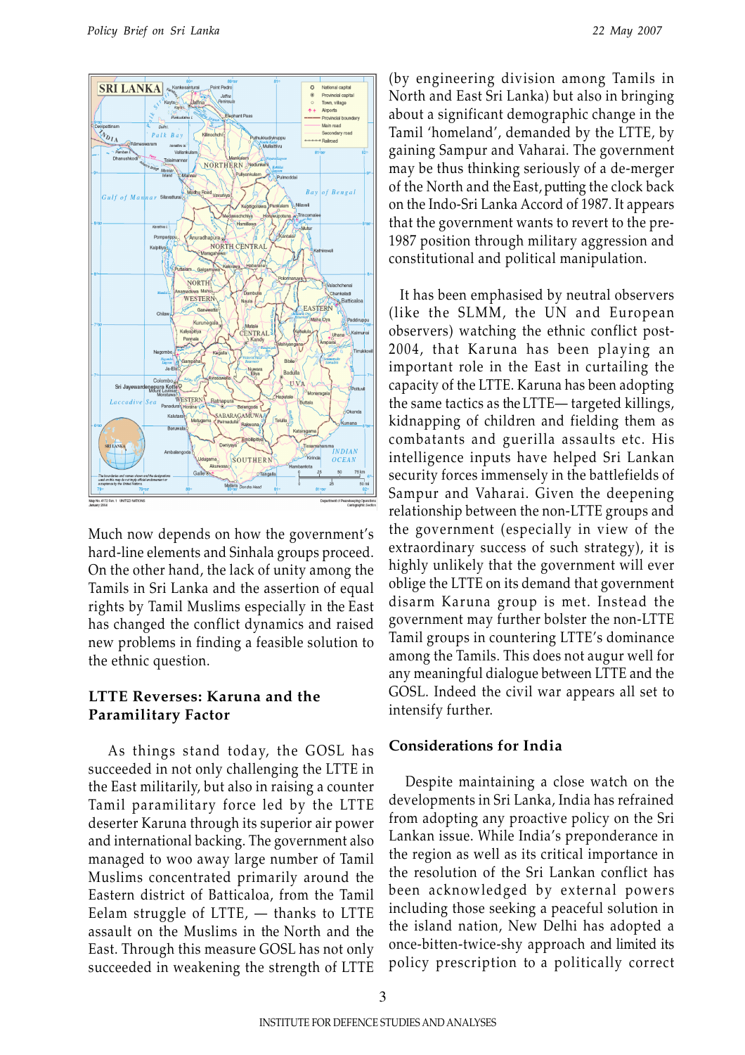Much now depends on how the government's hard-line elements and Sinhala groups proceed. On the other hand, the lack of unity among the Tamils in Sri Lanka and the assertion of equal rights by Tamil Muslims especially in the East has changed the conflict dynamics and raised new problems in finding a feasible solution to the ethnic question.

## LTTE Reverses: Karuna and the Paramilitary Factor

As things stand today, the GOSL has succeeded in not only challenging the LTTE in the East militarily, but also in raising a counter Tamil paramilitary force led by the LTTE deserter Karuna through its superior air power and international backing. The government also managed to woo away large number of Tamil Muslims concentrated primarily around the Eastern district of Batticaloa, from the Tamil Eelam struggle of LTTE, — thanks to LTTE assault on the Muslims in the North and the East. Through this measure GOSL has not only succeeded in weakening the strength of LTTE (by engineering division among Tamils in North and East Sri Lanka) but also in bringing about a significant demographic change in the Tamil 'homeland', demanded by the LTTE, by gaining Sampur and Vaharai. The government may be thus thinking seriously of a de-merger of the North and the East, putting the clock back on the Indo-Sri Lanka Accord of 1987. It appears that the government wants to revert to the pre-1987 position through military aggression and constitutional and political manipulation.

It has been emphasised by neutral observers (like the SLMM, the UN and European observers) watching the ethnic conflict post-2004, that Karuna has been playing an important role in the East in curtailing the capacity of the LTTE. Karuna has been adopting the same tactics as the LTTE— targeted killings, kidnapping of children and fielding them as combatants and guerilla assaults etc. His intelligence inputs have helped Sri Lankan security forces immensely in the battlefields of Sampur and Vaharai. Given the deepening relationship between the non-LTTE groups and the government (especially in view of the extraordinary success of such strategy), it is highly unlikely that the government will ever oblige the LTTE on its demand that government disarm Karuna group is met. Instead the government may further bolster the non-LTTE Tamil groups in countering LTTE's dominance among the Tamils. This does not augur well for any meaningful dialogue between LTTE and the GOSL. Indeed the civil war appears all set to intensify further.

## Considerations for India

Despite maintaining a close watch on the developments in Sri Lanka, India has refrained from adopting any proactive policy on the Sri Lankan issue. While India's preponderance in the region as well as its critical importance in the resolution of the Sri Lankan conflict has been acknowledged by external powers including those seeking a peaceful solution in the island nation, New Delhi has adopted a once-bitten-twice-shy approach and limited its policy prescription to a politically correct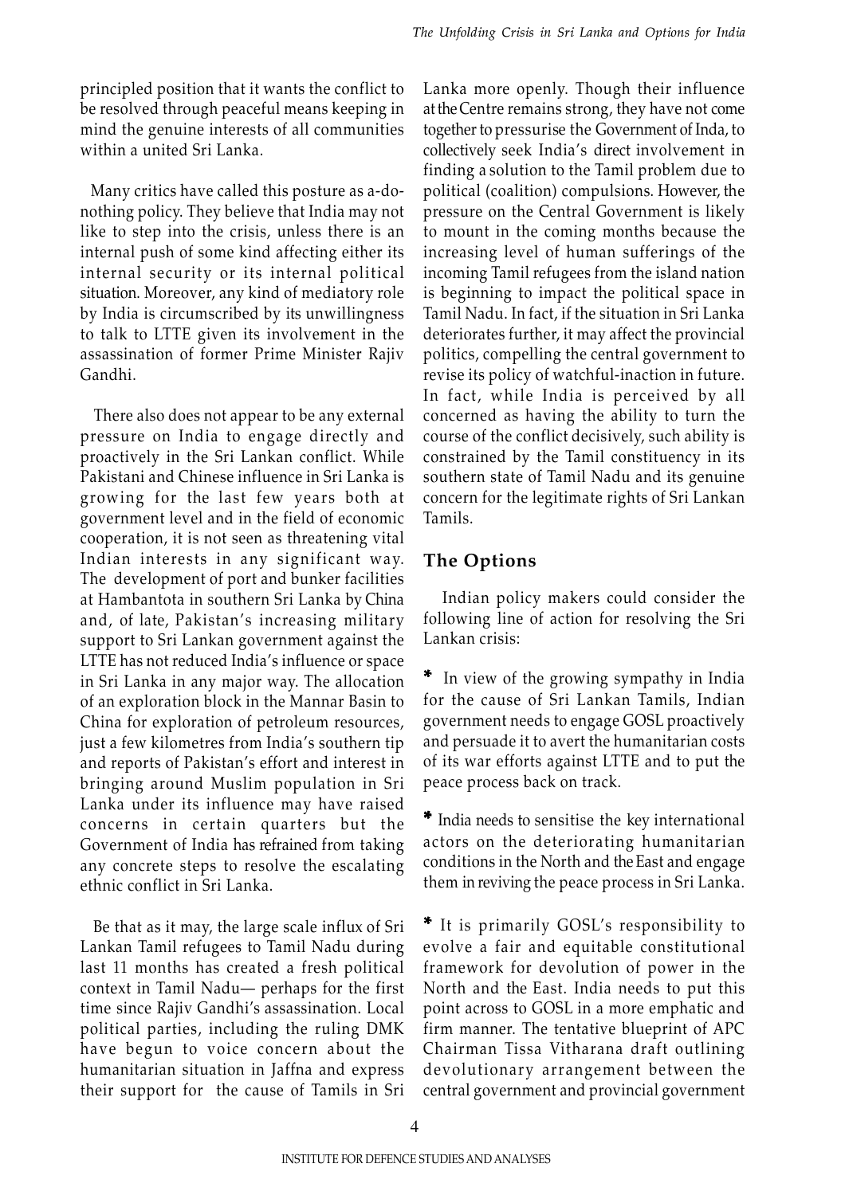principled position that it wants the conflict to be resolved through peaceful means keeping in mind the genuine interests of all communities within a united Sri Lanka.

Many critics have called this posture as a-do-nothing policy. They believe that India may not like to step into the crisis, unless there is an internal push of some kind affecting either its internal security or its internal political situation. Moreover, any kind of mediatory role by India is circumscribed by its unwillingness to talk to LTTE given its involvement in the assassination of former Prime Minister Rajiv Gandhi.

There also does not appear to be any external pressure on India to engage directly and proactively in the Sri Lankan conflict. While Pakistani and Chinese influence in Sri Lanka is growing for the last few years both at government level and in the field of economic cooperation, it is not seen as threatening vital Indian interests in any significant way. The development of port and bunker facilities at Hambantota in southern Sri Lanka by China and, of late, Pakistan's increasing military support to Sri Lankan government against the LTTE has not reduced India's influence or space in Sri Lanka in any major way. The allocation of an exploration block in the Mannar Basin to China for exploration of petroleum resources, just a few kilometres from India's southern tip and reports of Pakistan's effort and interest in bringing around Muslim population in Sri Lanka under its influence may have raised concerns in certain quarters but the Government of India has refrained from taking any concrete steps to resolve the escalating ethnic conflict in Sri Lanka.

Be that as it may, the large scale influx of Sri Lankan Tamil refugees to Tamil Nadu during last 11 months has created a fresh political context in Tamil Nadu— perhaps for the first time since Rajiv Gandhi's assassination. Local political parties, including the ruling DMK have begun to voice concern about the humanitarian situation in Jaffna and express their support for the cause of Tamils in Sri Lanka more openly. Though their influence at the Centre remains strong, they have not come together to pressurise the Government of Inda, to collectively seek India's direct involvement in finding a solution to the Tamil problem due to political (coalition) compulsions. However, the pressure on the Central Government is likely to mount in the coming months because the increasing level of human sufferings of the incoming Tamil refugees from the island nation is beginning to impact the political space in Tamil Nadu. In fact, if the situation in Sri Lanka deteriorates further, it may affect the provincial politics, compelling the central government to revise its policy of watchful-inaction in future. In fact, while India is perceived by all concerned as having the ability to turn the course of the conflict decisively, such ability is constrained by the Tamil constituency in its southern state of Tamil Nadu and its genuine concern for the legitimate rights of Sri Lankan Tamils.

## The Options

Indian policy makers could consider the following line of action for resolving the Sri Lankan crisis:

* In view of the growing sympathy in India for the cause of Sri Lankan Tamils, Indian government needs to engage GOSL proactively and persuade it to avert the humanitarian costs of its war efforts against LTTE and to put the peace process back on track.

* India needs to sensitise the key international actors on the deteriorating humanitarian conditions in the North and the East and engage them in reviving the peace process in Sri Lanka.

* It is primarily GOSL's responsibility to evolve a fair and equitable constitutional framework for devolution of power in the North and the East. India needs to put this point across to GOSL in a more emphatic and firm manner. The tentative blueprint of APC Chairman Tissa Vitharana draft outlining devolutionary arrangement between the central government and provincial government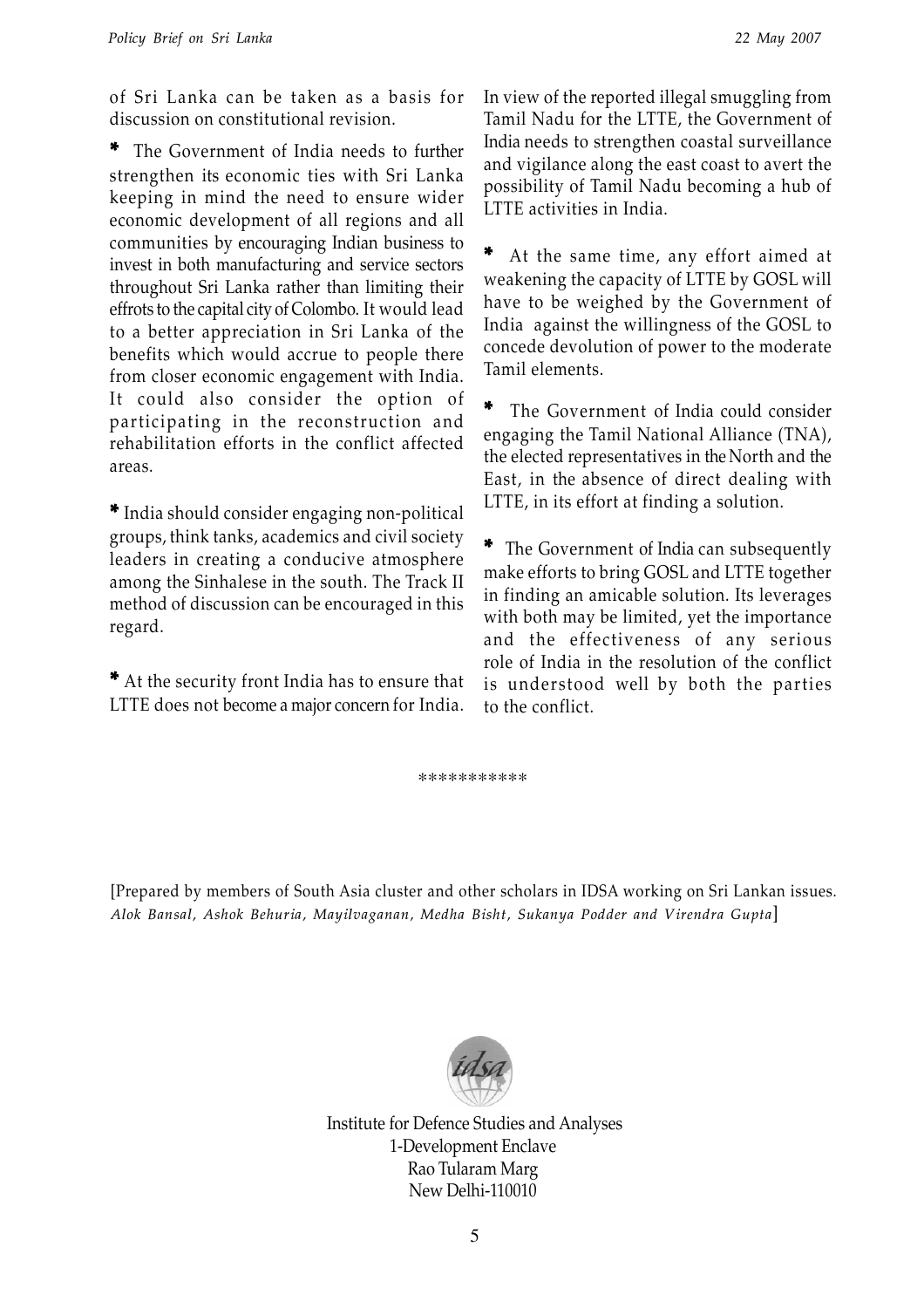of Sri Lanka can be taken as a basis for discussion on constitutional revision.

* The Government of India needs to further strengthen its economic ties with Sri Lanka keeping in mind the need to ensure wider economic development of all regions and all communities by encouraging Indian business to invest in both manufacturing and service sectors throughout Sri Lanka rather than limiting their effrots to the capital city of Colombo. It would lead to a better appreciation in Sri Lanka of the benefits which would accrue to people there from closer economic engagement with India. It could also consider the option of participating in the reconstruction and rehabilitation efforts in the conflict affected areas.

* India should consider engaging non-political groups, think tanks, academics and civil society leaders in creating a conducive atmosphere among the Sinhalese in the south. The Track II method of discussion can be encouraged in this regard.

* At the security front India has to ensure that LTTE does not become a major concern for India. In view of the reported illegal smuggling from Tamil Nadu for the LTTE, the Government of India needs to strengthen coastal surveillance and vigilance along the east coast to avert the possibility of Tamil Nadu becoming a hub of LTTE activities in India.

* At the same time, any effort aimed at weakening the capacity of LTTE by GOSL will have to be weighed by the Government of India against the willingness of the GOSL to concede devolution of power to the moderate Tamil elements.

* The Government of India could consider engaging the Tamil National Alliance (TNA), the elected representatives in the North and the East, in the absence of direct dealing with LTTE, in its effort at finding a solution.

* The Government of India can subsequently make efforts to bring GOSL and LTTE together in finding an amicable solution. Its leverages with both may be limited, yet the importance and the effectiveness of any serious role of India in the resolution of the conflict is understood well by both the parties to the conflict.

***********

[Prepared by members of South Asia cluster and other scholars in IDSA working on Sri Lankan issues. *Alok Bansal, Ashok Behuria, Mayilvaganan, Medha Bisht, Sukanya Podder and Virendra Gupta*]

Institute for Defence Studies and Analyses
1-Development Enclave
Rao Tularam Marg
New Delhi-110010